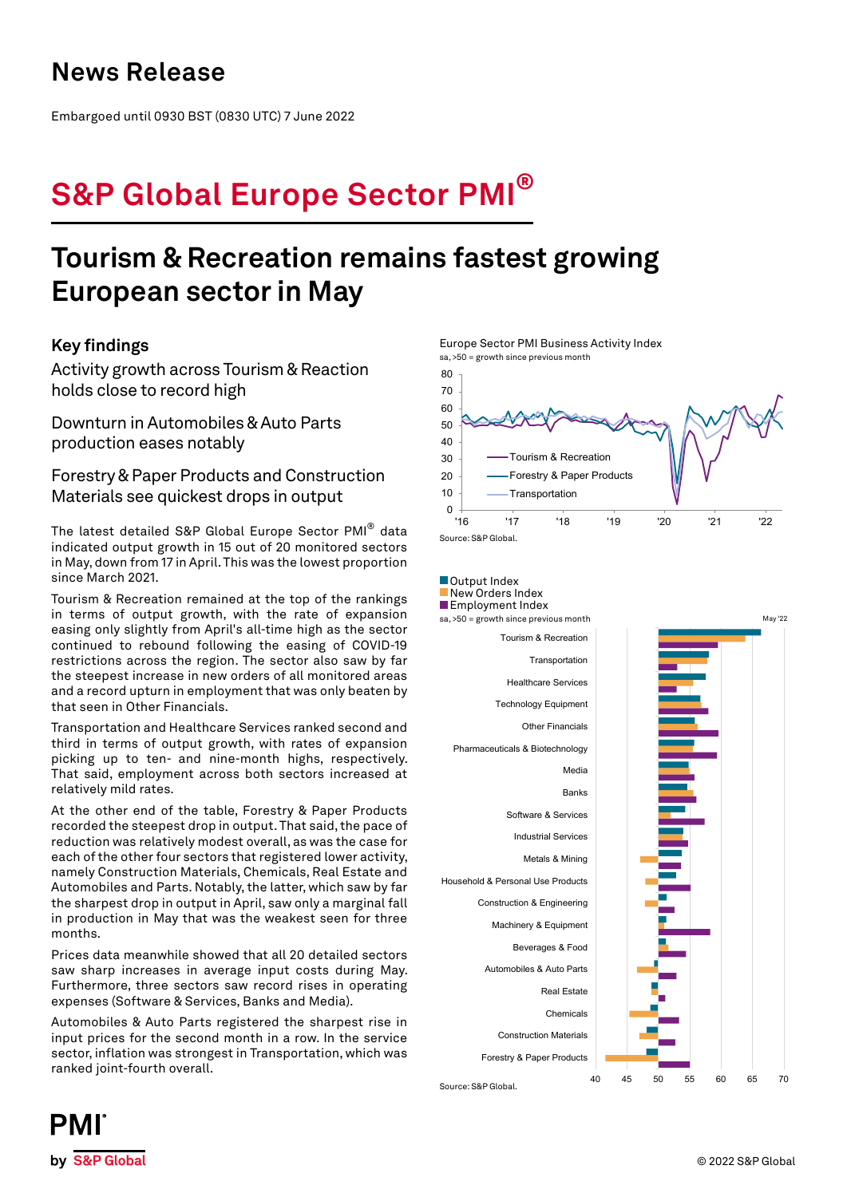# News Release

Embargoed until 0930 BST (0830 UTC) 7 June 2022

# S&P Global Europe Sector PMI®

## Tourism & Recreation remains fastest growing European sector in May

### Key findings

Activity growth across Tourism & Reaction holds close to record high

Downturn in Automobiles & Auto Parts production eases notably

Forestry & Paper Products and Construction Materials see quickest drops in output

The latest detailed S&P Global Europe Sector PMI® data indicated output growth in 15 out of 20 monitored sectors in May, down from 17 in April. This was the lowest proportion since March 2021.

Tourism & Recreation remained at the top of the rankings in terms of output growth, with the rate of expansion easing only slightly from April's all-time high as the sector continued to rebound following the easing of COVID-19 restrictions across the region. The sector also saw by far the steepest increase in new orders of all monitored areas and a record upturn in employment that was only beaten by that seen in Other Financials.

Transportation and Healthcare Services ranked second and third in terms of output growth, with rates of expansion picking up to ten- and nine-month highs, respectively. That said, employment across both sectors increased at relatively mild rates.

At the other end of the table, Forestry & Paper Products recorded the steepest drop in output. That said, the pace of reduction was relatively modest overall, as was the case for each of the other four sectors that registered lower activity, namely Construction Materials, Chemicals, Real Estate and Automobiles and Parts. Notably, the latter, which saw by far the sharpest drop in output in April, saw only a marginal fall in production in May that was the weakest seen for three months.

Prices data meanwhile showed that all 20 detailed sectors saw sharp increases in average input costs during May. Furthermore, three sectors saw record rises in operating expenses (Software & Services, Banks and Media).

Automobiles & Auto Parts registered the sharpest rise in input prices for the second month in a row. In the service sector, inflation was strongest in Transportation, which was ranked joint-fourth overall.

Europe Sector PMI Business Activity Index
sa, >50 = growth since previous month

Source: S&P Global.

Output Index / New Orders Index / Employment Index
sa, >50 = growth since previous month — May '22

Source: S&P Global.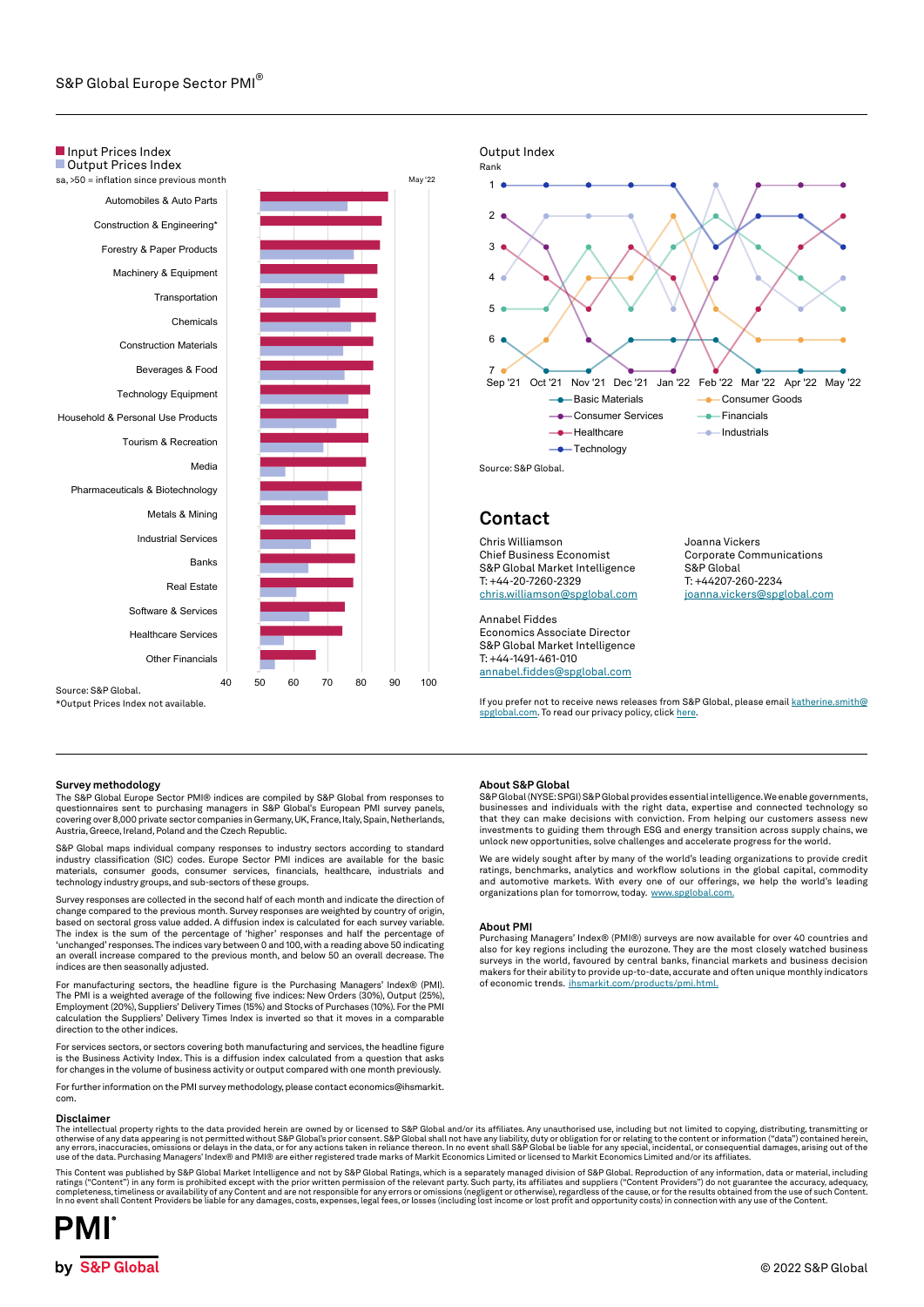Input Prices Index
Output Prices Index
sa, >50 = inflation since previous month

May '22

Automobiles & Auto Parts
Construction & Engineering*
Forestry & Paper Products
Machinery & Equipment
Transportation
Chemicals
Construction Materials
Beverages & Food
Technology Equipment
Household & Personal Use Products
Tourism & Recreation
Media
Pharmaceuticals & Biotechnology
Metals & Mining
Industrial Services
Banks
Real Estate
Software & Services
Healthcare Services
Other Financials

40 50 60 70 80 90 100

Source: S&P Global.
*Output Prices Index not available.

Output Index
Rank

1 2 3 4 5 6 7

Sep '21 Oct '21 Nov '21 Dec '21 Jan '22 Feb '22 Mar '22 Apr '22 May '22

Basic Materials
Consumer Goods
Consumer Services
Financials
Healthcare
Industrials
Technology

Source: S&P Global.

## Contact

Chris Williamson
Chief Business Economist
S&P Global Market Intelligence
T: +44-20-7260-2329
chris.williamson@spglobal.com

Annabel Fiddes
Economics Associate Director
S&P Global Market Intelligence
T: +44-1491-461-010
annabel.fiddes@spglobal.com

Joanna Vickers
Corporate Communications
S&P Global
T: +44207-260-2234
joanna.vickers@spglobal.com

If you prefer not to receive news releases from S&P Global, please email katherine.smith@spglobal.com. To read our privacy policy, click here.

### Survey methodology

The S&P Global Europe Sector PMI® indices are compiled by S&P Global from responses to questionnaires sent to purchasing managers in S&P Global's European PMI survey panels, covering over 8,000 private sector companies in Germany, UK, France, Italy, Spain, Netherlands, Austria, Greece, Ireland, Poland and the Czech Republic.

S&P Global maps individual company responses to industry sectors according to standard industry classification (SIC) codes. Europe Sector PMI indices are available for the basic materials, consumer goods, consumer services, financials, healthcare, industrials and technology industry groups, and sub-sectors of these groups.

Survey responses are collected in the second half of each month and indicate the direction of change compared to the previous month. Survey responses are weighted by country of origin, based on sectoral gross value added. A diffusion index is calculated for each survey variable. The index is the sum of the percentage of 'higher' responses and half the percentage of 'unchanged' responses. The indices vary between 0 and 100, with a reading above 50 indicating an overall increase compared to the previous month, and below 50 an overall decrease. The indices are then seasonally adjusted.

For manufacturing sectors, the headline figure is the Purchasing Managers' Index® (PMI). The PMI is a weighted average of the following five indices: New Orders (30%), Output (25%), Employment (20%), Suppliers' Delivery Times (15%) and Stocks of Purchases (10%). For the PMI calculation the Suppliers' Delivery Times Index is inverted so that it moves in a comparable direction to the other indices.

For services sectors, or sectors covering both manufacturing and services, the headline figure is the Business Activity Index. This is a diffusion index calculated from a question that asks for changes in the volume of business activity or output compared with one month previously.

For further information on the PMI survey methodology, please contact economics@ihsmarkit.com.

### About S&P Global

S&P Global (NYSE: SPGI) S&P Global provides essential intelligence. We enable governments, businesses and individuals with the right data, expertise and connected technology so that they can make decisions with conviction. From helping our customers assess new investments to guiding them through ESG and energy transition across supply chains, we unlock new opportunities, solve challenges and accelerate progress for the world.

We are widely sought after by many of the world's leading organizations to provide credit ratings, benchmarks, analytics and workflow solutions in the global capital, commodity and automotive markets. With every one of our offerings, we help the world's leading organizations plan for tomorrow, today. www.spglobal.com.

### About PMI

Purchasing Managers' Index® (PMI®) surveys are now available for over 40 countries and also for key regions including the eurozone. They are the most closely watched business surveys in the world, favoured by central banks, financial markets and business decision makers for their ability to provide up-to-date, accurate and often unique monthly indicators of economic trends. ihsmarkit.com/products/pmi.html.

### Disclaimer

The intellectual property rights to the data provided herein are owned by or licensed to S&P Global and/or its affiliates. Any unauthorised use, including but not limited to copying, distributing, transmitting or otherwise of any data appearing is not permitted without S&P Global's prior consent. S&P Global shall not have any liability, duty or obligation for or relating to the content or information ("data") contained herein, any errors, inaccuracies, omissions or delays in the data, or for any actions taken in reliance thereon. In no event shall S&P Global be liable for any special, incidental, or consequential damages, arising out of the use of the data. Purchasing Managers' Index® and PMI® are either registered trade marks of Markit Economics Limited or licensed to Markit Economics Limited and/or its affiliates.

This Content was published by S&P Global Market Intelligence and not by S&P Global Ratings, which is a separately managed division of S&P Global. Reproduction of any information, data or material, including ratings ("Content") in any form is prohibited except with the prior written permission of the relevant party. Such party, its affiliates and suppliers ("Content Providers") do not guarantee the accuracy, adequacy, completeness, timeliness or availability of any Content and are not responsible for any errors or omissions (negligent or otherwise), regardless of the cause, or for the results obtained from the use of such Content. In no event shall Content Providers be liable for any damages, costs, expenses, legal fees, or losses (including lost income or lost profit and opportunity costs) in connection with any use of the Content.

PMI by S&P Global

© 2022 S&P Global